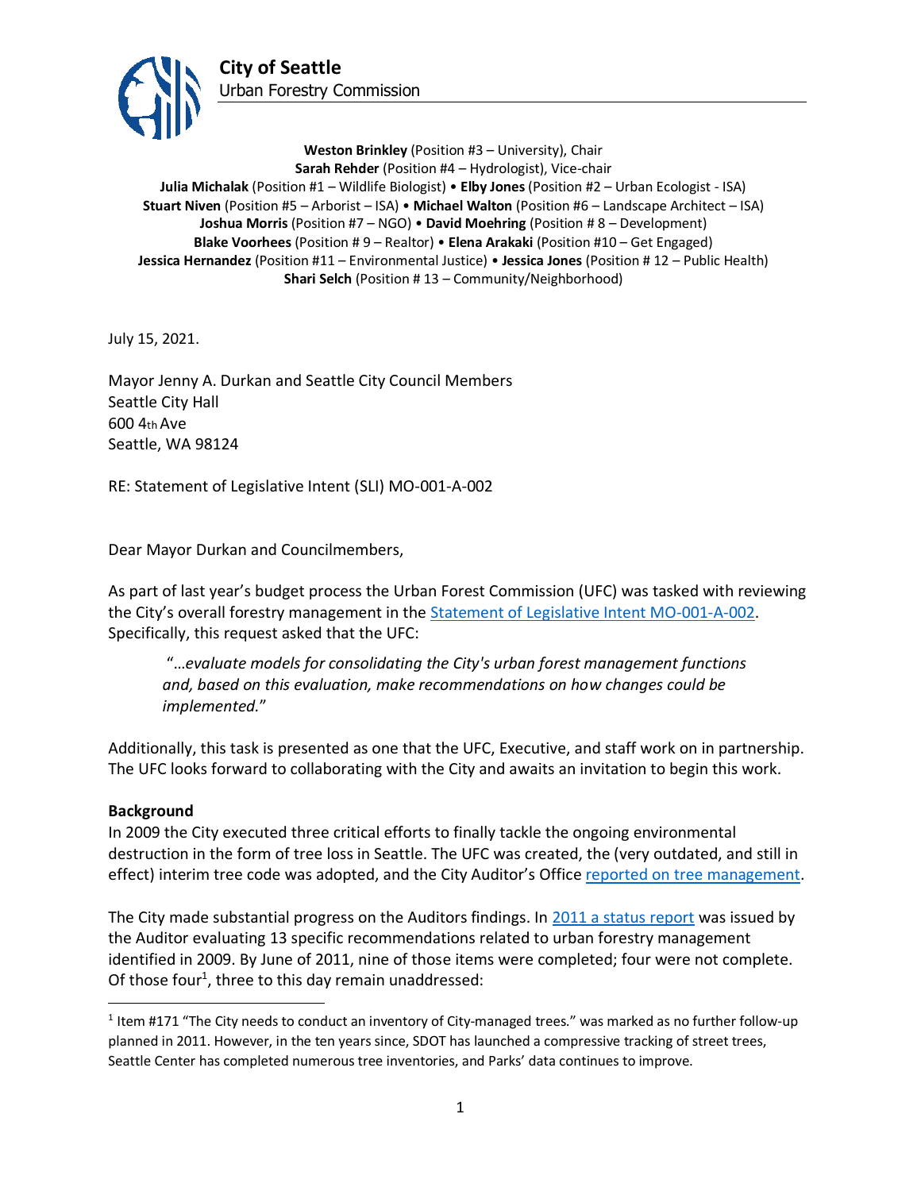**City of Seattle**
Urban Forestry Commission

**Weston Brinkley** (Position #3 – University), Chair
**Sarah Rehder** (Position #4 – Hydrologist), Vice-chair
**Julia Michalak** (Position #1 – Wildlife Biologist) • **Elby Jones** (Position #2 – Urban Ecologist - ISA)
**Stuart Niven** (Position #5 – Arborist – ISA) • **Michael Walton** (Position #6 – Landscape Architect – ISA)
**Joshua Morris** (Position #7 – NGO) • **David Moehring** (Position # 8 – Development)
**Blake Voorhees** (Position # 9 – Realtor) • **Elena Arakaki** (Position #10 – Get Engaged)
**Jessica Hernandez** (Position #11 – Environmental Justice) • **Jessica Jones** (Position # 12 – Public Health)
**Shari Selch** (Position # 13 – Community/Neighborhood)

July 15, 2021.

Mayor Jenny A. Durkan and Seattle City Council Members
Seattle City Hall
600 4th Ave
Seattle, WA 98124

RE: Statement of Legislative Intent (SLI) MO-001-A-002

Dear Mayor Durkan and Councilmembers,

As part of last year's budget process the Urban Forest Commission (UFC) was tasked with reviewing the City's overall forestry management in the Statement of Legislative Intent MO-001-A-002. Specifically, this request asked that the UFC:

> "…*evaluate models for consolidating the City's urban forest management functions and, based on this evaluation, make recommendations on how changes could be implemented.*"

Additionally, this task is presented as one that the UFC, Executive, and staff work on in partnership. The UFC looks forward to collaborating with the City and awaits an invitation to begin this work.

**Background**

In 2009 the City executed three critical efforts to finally tackle the ongoing environmental destruction in the form of tree loss in Seattle. The UFC was created, the (very outdated, and still in effect) interim tree code was adopted, and the City Auditor's Office reported on tree management.

The City made substantial progress on the Auditors findings. In 2011 a status report was issued by the Auditor evaluating 13 specific recommendations related to urban forestry management identified in 2009. By June of 2011, nine of those items were completed; four were not complete. Of those four[1], three to this day remain unaddressed:

[1] Item #171 "The City needs to conduct an inventory of City-managed trees." was marked as no further follow-up planned in 2011. However, in the ten years since, SDOT has launched a compressive tracking of street trees, Seattle Center has completed numerous tree inventories, and Parks' data continues to improve.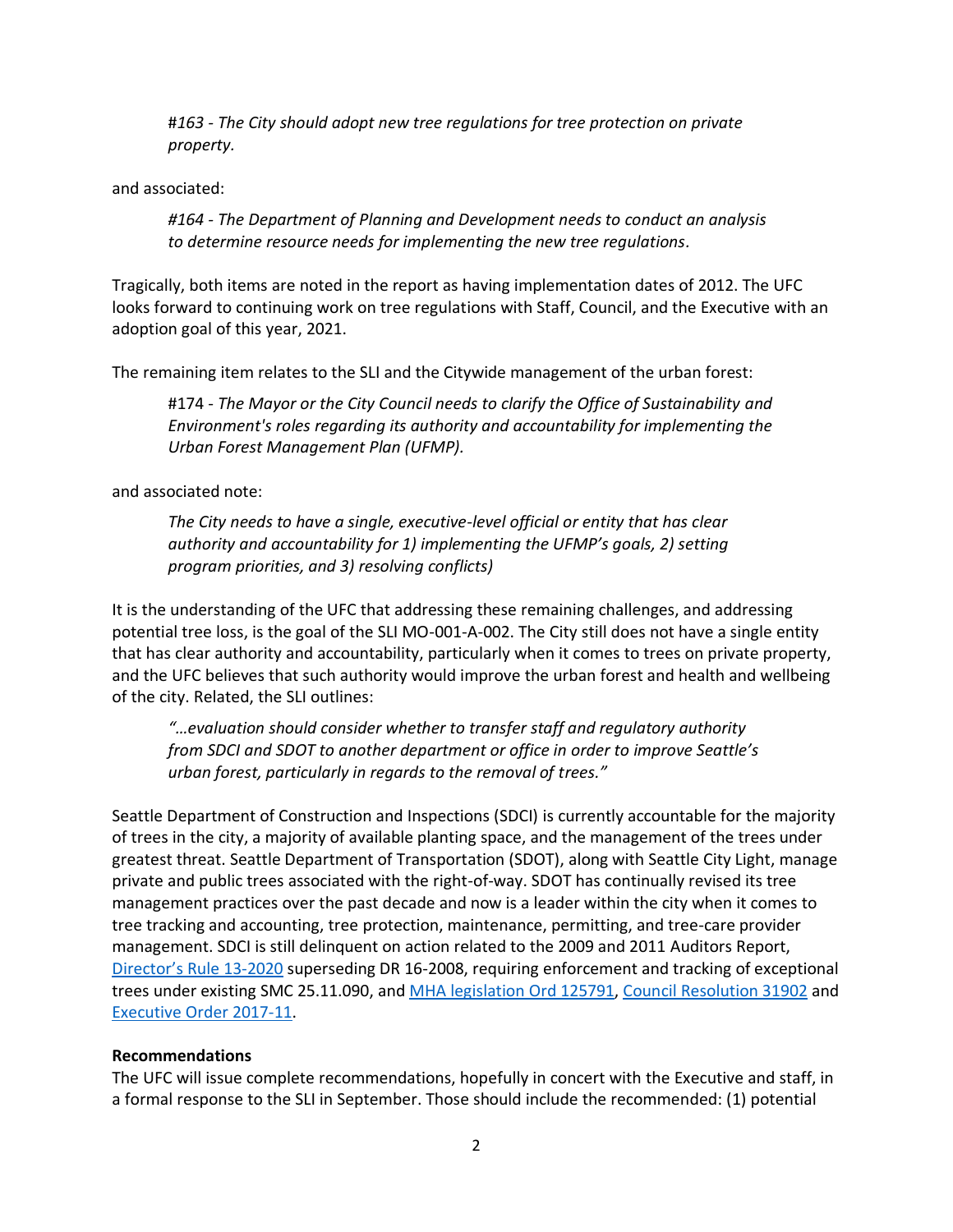> *#163 - The City should adopt new tree regulations for tree protection on private property.*

and associated:

> *#164 - The Department of Planning and Development needs to conduct an analysis to determine resource needs for implementing the new tree regulations.*

Tragically, both items are noted in the report as having implementation dates of 2012. The UFC looks forward to continuing work on tree regulations with Staff, Council, and the Executive with an adoption goal of this year, 2021.

The remaining item relates to the SLI and the Citywide management of the urban forest:

> #174 - *The Mayor or the City Council needs to clarify the Office of Sustainability and Environment's roles regarding its authority and accountability for implementing the Urban Forest Management Plan (UFMP).*

and associated note:

> *The City needs to have a single, executive-level official or entity that has clear authority and accountability for 1) implementing the UFMP's goals, 2) setting program priorities, and 3) resolving conflicts)*

It is the understanding of the UFC that addressing these remaining challenges, and addressing potential tree loss, is the goal of the SLI MO-001-A-002. The City still does not have a single entity that has clear authority and accountability, particularly when it comes to trees on private property, and the UFC believes that such authority would improve the urban forest and health and wellbeing of the city. Related, the SLI outlines:

> *"…evaluation should consider whether to transfer staff and regulatory authority from SDCI and SDOT to another department or office in order to improve Seattle's urban forest, particularly in regards to the removal of trees."*

Seattle Department of Construction and Inspections (SDCI) is currently accountable for the majority of trees in the city, a majority of available planting space, and the management of the trees under greatest threat. Seattle Department of Transportation (SDOT), along with Seattle City Light, manage private and public trees associated with the right-of-way. SDOT has continually revised its tree management practices over the past decade and now is a leader within the city when it comes to tree tracking and accounting, tree protection, maintenance, permitting, and tree-care provider management. SDCI is still delinquent on action related to the 2009 and 2011 Auditors Report, Director's Rule 13-2020 superseding DR 16-2008, requiring enforcement and tracking of exceptional trees under existing SMC 25.11.090, and MHA legislation Ord 125791, Council Resolution 31902 and Executive Order 2017-11.

**Recommendations**

The UFC will issue complete recommendations, hopefully in concert with the Executive and staff, in a formal response to the SLI in September. Those should include the recommended: (1) potential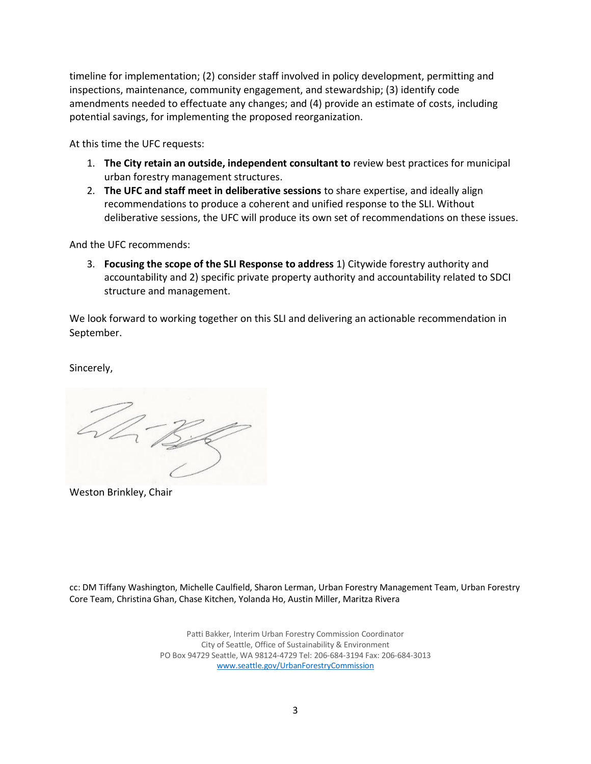timeline for implementation; (2) consider staff involved in policy development, permitting and inspections, maintenance, community engagement, and stewardship; (3) identify code amendments needed to effectuate any changes; and (4) provide an estimate of costs, including potential savings, for implementing the proposed reorganization.

At this time the UFC requests:

1. **The City retain an outside, independent consultant to** review best practices for municipal urban forestry management structures.
2. **The UFC and staff meet in deliberative sessions** to share expertise, and ideally align recommendations to produce a coherent and unified response to the SLI. Without deliberative sessions, the UFC will produce its own set of recommendations on these issues.

And the UFC recommends:

3. **Focusing the scope of the SLI Response to address** 1) Citywide forestry authority and accountability and 2) specific private property authority and accountability related to SDCI structure and management.

We look forward to working together on this SLI and delivering an actionable recommendation in September.

Sincerely,

Weston Brinkley, Chair

cc: DM Tiffany Washington, Michelle Caulfield, Sharon Lerman, Urban Forestry Management Team, Urban Forestry Core Team, Christina Ghan, Chase Kitchen, Yolanda Ho, Austin Miller, Maritza Rivera

Patti Bakker, Interim Urban Forestry Commission Coordinator
City of Seattle, Office of Sustainability & Environment
PO Box 94729 Seattle, WA 98124-4729 Tel: 206-684-3194 Fax: 206-684-3013
www.seattle.gov/UrbanForestryCommission